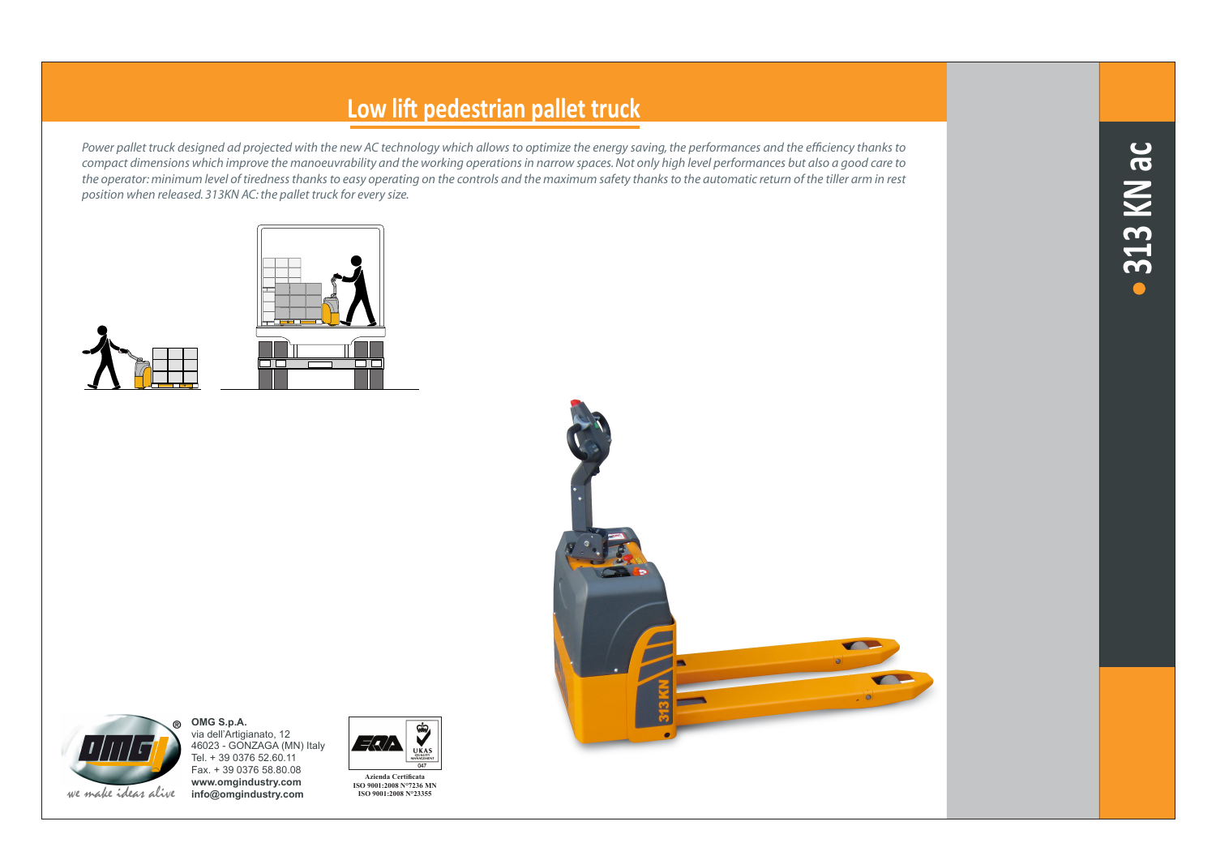# Low lift pedestrian pallet truck

*Power pallet truck designed ad projected with the new AC technology which allows to optimize the energy saving, the performances and the efficiency thanks to compact dimensions which improve the manoeuvrability and the working operations in narrow spaces. Not only high level performances but also a good care to the operator: minimum level of tiredness thanks to easy operating on the controls and the maximum safety thanks to the automatic return of the tiller arm in rest position when released. 313KN AC: the pallet truck for every size.*

**313 KN ac**

**OMG S.p.A.**
via dell'Artigianato, 12
46023 - GONZAGA (MN) Italy
Tel. + 39 0376 52.60.11
Fax. + 39 0376 58.80.08
**www.omgindustry.com**
**info@omgindustry.com**

we make ideas alive

Azienda Certificata
ISO 9001:2008 N°7236 MN
ISO 9001:2008 N°23355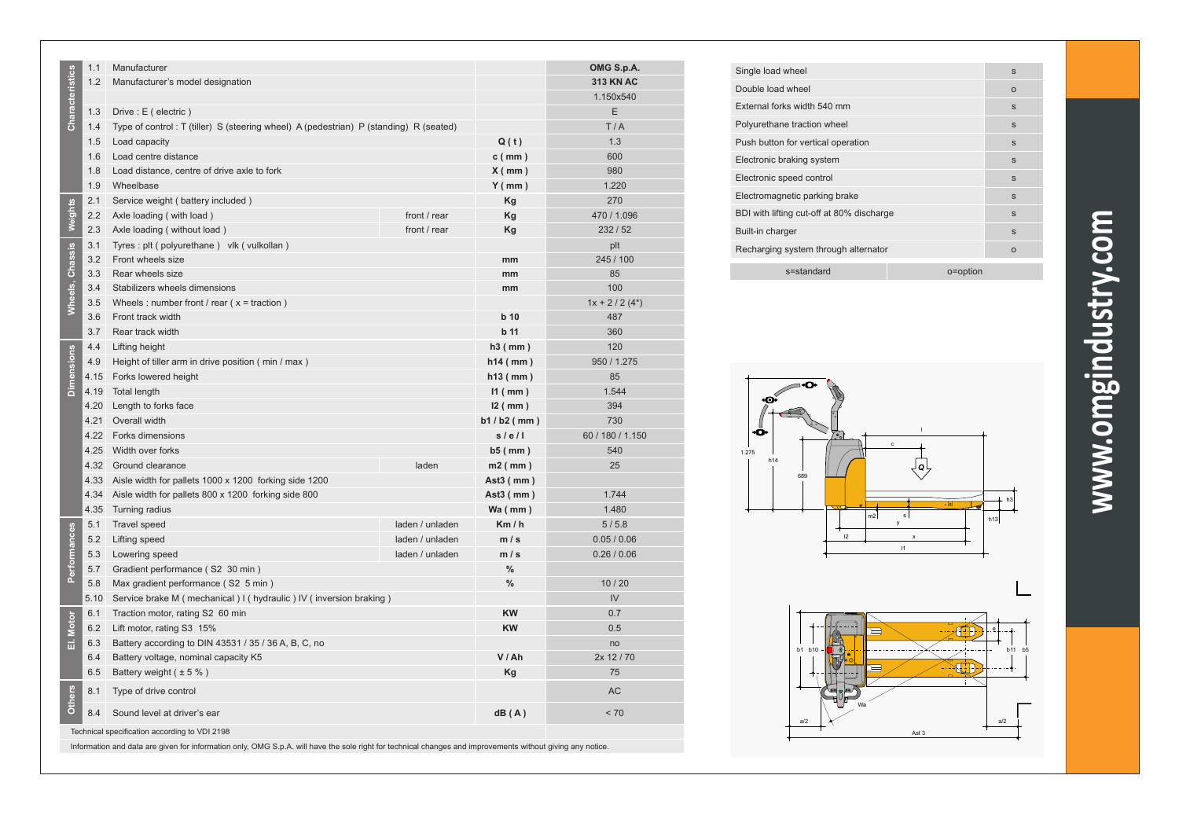| | | | | | |
|---|---|---|---|---|---|
| Characteristics | 1.1 | Manufacturer | | | OMG S.p.A. |
| | 1.2 | Manufacturer's model designation | | | 313 KN AC |
| | | | | | 1.150x540 |
| | 1.3 | Drive : E ( electric ) | | | E |
| | 1.4 | Type of control : T (tiller) S (steering wheel) A (pedestrian) P (standing) R (seated) | | | T / A |
| | 1.5 | Load capacity | | Q ( t ) | 1.3 |
| | 1.6 | Load centre distance | | c ( mm ) | 600 |
| | 1.8 | Load distance, centre of drive axle to fork | | X ( mm ) | 980 |
| | 1.9 | Wheelbase | | Y ( mm ) | 1.220 |
| Weights | 2.1 | Service weight ( battery included ) | | Kg | 270 |
| | 2.2 | Axle loading ( with load ) | front / rear | Kg | 470 / 1.096 |
| | 2.3 | Axle loading ( without load ) | front / rear | Kg | 232 / 52 |
| Wheels, Chassis | 3.1 | Tyres : plt ( polyurethane ) vlk ( vulkollan ) | | | plt |
| | 3.2 | Front wheels size | | mm | 245 / 100 |
| | 3.3 | Rear wheels size | | mm | 85 |
| | 3.4 | Stabilizers wheels dimensions | | mm | 100 |
| | 3.5 | Wheels : number front / rear ( x = traction ) | | | 1x + 2 / 2 (4*) |
| | 3.6 | Front track width | | b 10 | 487 |
| | 3.7 | Rear track width | | b 11 | 360 |
| Dimensions | 4.4 | Lifting height | | h3 ( mm ) | 120 |
| | 4.9 | Height of tiller arm in drive position ( min / max ) | | h14 ( mm ) | 950 / 1.275 |
| | 4.15 | Forks lowered height | | h13 ( mm ) | 85 |
| | 4.19 | Total length | | l1 ( mm ) | 1.544 |
| | 4.20 | Length to forks face | | l2 ( mm ) | 394 |
| | 4.21 | Overall width | | b1 / b2 ( mm ) | 730 |
| | 4.22 | Forks dimensions | | s / e / l | 60 / 180 / 1.150 |
| | 4.25 | Width over forks | | b5 ( mm ) | 540 |
| | 4.32 | Ground clearance | laden | m2 ( mm ) | 25 |
| | 4.33 | Aisle width for pallets 1000 x 1200 forking side 1200 | | Ast3 ( mm ) | |
| | 4.34 | Aisle width for pallets 800 x 1200 forking side 800 | | Ast3 ( mm ) | 1.744 |
| | 4.35 | Turning radius | | Wa ( mm ) | 1.480 |
| Performances | 5.1 | Travel speed | laden / unladen | Km / h | 5 / 5.8 |
| | 5.2 | Lifting speed | laden / unladen | m / s | 0.05 / 0.06 |
| | 5.3 | Lowering speed | laden / unladen | m / s | 0.26 / 0.06 |
| | 5.7 | Gradient performance ( S2 30 min ) | | % | |
| | 5.8 | Max gradient performance ( S2 5 min ) | | % | 10 / 20 |
| | 5.10 | Service brake M ( mechanical ) I ( hydraulic ) IV ( inversion braking ) | | | IV |
| El. Motor | 6.1 | Traction motor, rating S2 60 min | | KW | 0.7 |
| | 6.2 | Lift motor, rating S3 15% | | KW | 0.5 |
| | 6.3 | Battery according to DIN 43531 / 35 / 36 A, B, C, no | | | no |
| | 6.4 | Battery voltage, nominal capacity K5 | | V / Ah | 2x 12 / 70 |
| | 6.5 | Battery weight ( ± 5 % ) | | Kg | 75 |
| Others | 8.1 | Type of drive control | | | AC |
| | 8.4 | Sound level at driver's ear | | dB ( A ) | < 70 |

Technical specification according to VDI 2198

Information and data are given for information only, OMG S.p.A. will have the sole right for technical changes and improvements without giving any notice.

| | |
|---|---|
| Single load wheel | s |
| Double load wheel | o |
| External forks width 540 mm | s |
| Polyurethane traction wheel | s |
| Push button for vertical operation | s |
| Electronic braking system | s |
| Electronic speed control | s |
| Electromagnetic parking brake | s |
| BDI with lifting cut-off at 80% discharge | s |
| Built-in charger | s |
| Recharging system through alternator | o |

s=standard o=option

1.275
h14
689
c
l
Q
h3
h13
m2
s
y
l2
x
l1

b1 b10
e
b11 b5
Wa
a/2
Ast 3
a/2

www.omgindustry.com